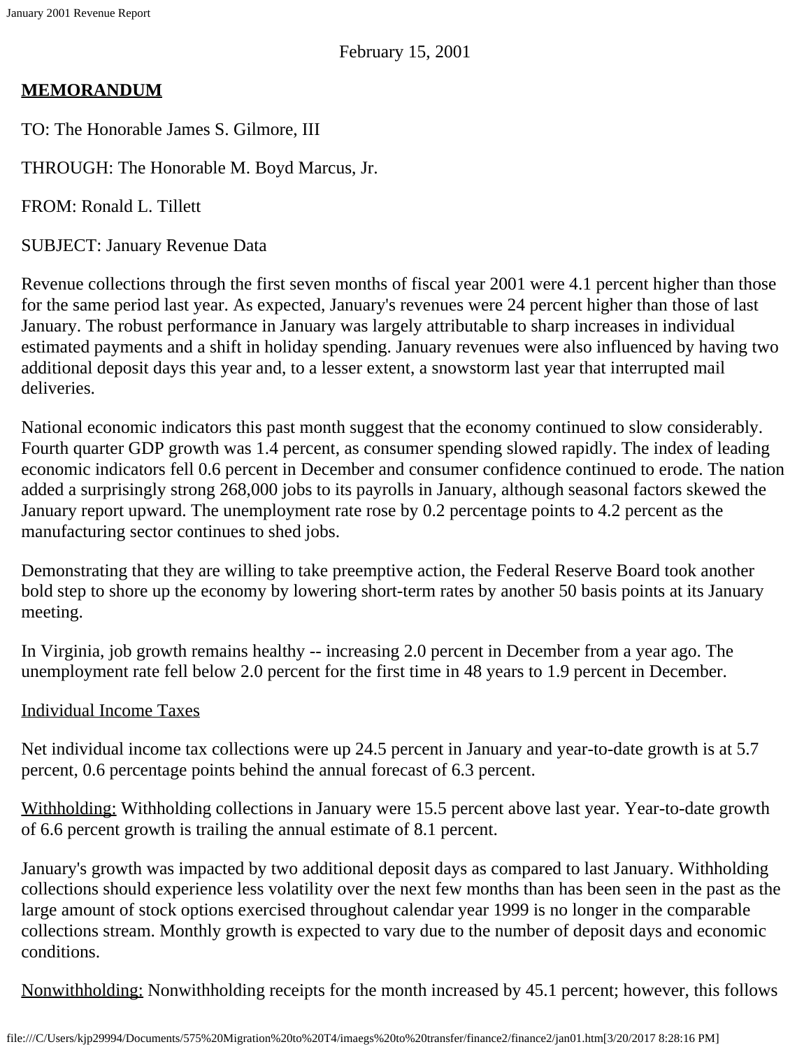February 15, 2001

**MEMORANDUM**

TO: The Honorable James S. Gilmore, III

THROUGH: The Honorable M. Boyd Marcus, Jr.

FROM: Ronald L. Tillett

SUBJECT: January Revenue Data

Revenue collections through the first seven months of fiscal year 2001 were 4.1 percent higher than those for the same period last year. As expected, January's revenues were 24 percent higher than those of last January. The robust performance in January was largely attributable to sharp increases in individual estimated payments and a shift in holiday spending. January revenues were also influenced by having two additional deposit days this year and, to a lesser extent, a snowstorm last year that interrupted mail deliveries.

National economic indicators this past month suggest that the economy continued to slow considerably. Fourth quarter GDP growth was 1.4 percent, as consumer spending slowed rapidly. The index of leading economic indicators fell 0.6 percent in December and consumer confidence continued to erode. The nation added a surprisingly strong 268,000 jobs to its payrolls in January, although seasonal factors skewed the January report upward. The unemployment rate rose by 0.2 percentage points to 4.2 percent as the manufacturing sector continues to shed jobs.

Demonstrating that they are willing to take preemptive action, the Federal Reserve Board took another bold step to shore up the economy by lowering short-term rates by another 50 basis points at its January meeting.

In Virginia, job growth remains healthy -- increasing 2.0 percent in December from a year ago. The unemployment rate fell below 2.0 percent for the first time in 48 years to 1.9 percent in December.

## Individual Income Taxes

Net individual income tax collections were up 24.5 percent in January and year-to-date growth is at 5.7 percent, 0.6 percentage points behind the annual forecast of 6.3 percent.

Withholding: Withholding collections in January were 15.5 percent above last year. Year-to-date growth of 6.6 percent growth is trailing the annual estimate of 8.1 percent.

January's growth was impacted by two additional deposit days as compared to last January. Withholding collections should experience less volatility over the next few months than has been seen in the past as the large amount of stock options exercised throughout calendar year 1999 is no longer in the comparable collections stream. Monthly growth is expected to vary due to the number of deposit days and economic conditions.

Nonwithholding: Nonwithholding receipts for the month increased by 45.1 percent; however, this follows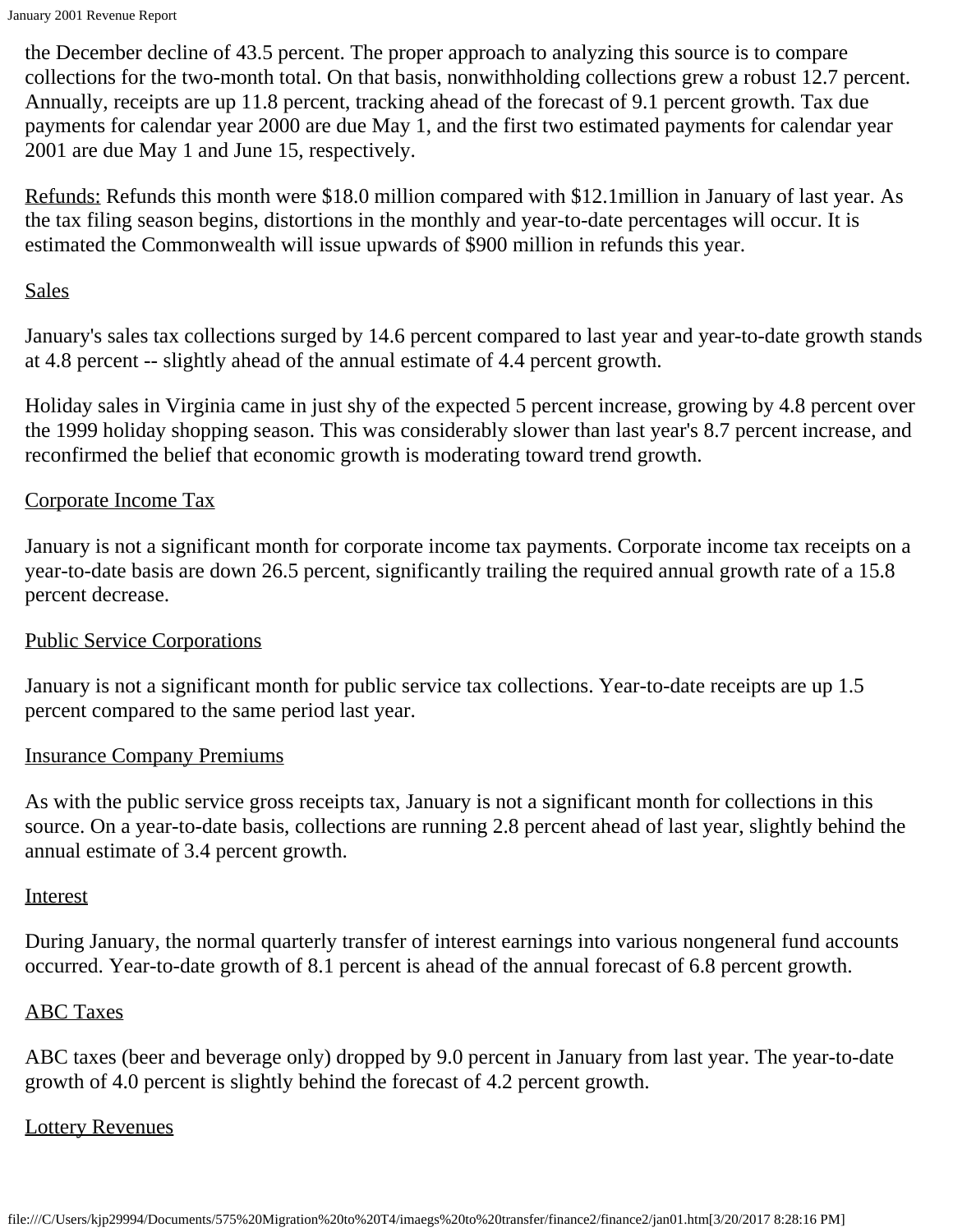the December decline of 43.5 percent. The proper approach to analyzing this source is to compare collections for the two-month total. On that basis, nonwithholding collections grew a robust 12.7 percent. Annually, receipts are up 11.8 percent, tracking ahead of the forecast of 9.1 percent growth. Tax due payments for calendar year 2000 are due May 1, and the first two estimated payments for calendar year 2001 are due May 1 and June 15, respectively.

Refunds: Refunds this month were $18.0 million compared with $12.1million in January of last year. As the tax filing season begins, distortions in the monthly and year-to-date percentages will occur. It is estimated the Commonwealth will issue upwards of $900 million in refunds this year.

## Sales

January's sales tax collections surged by 14.6 percent compared to last year and year-to-date growth stands at 4.8 percent -- slightly ahead of the annual estimate of 4.4 percent growth.

Holiday sales in Virginia came in just shy of the expected 5 percent increase, growing by 4.8 percent over the 1999 holiday shopping season. This was considerably slower than last year's 8.7 percent increase, and reconfirmed the belief that economic growth is moderating toward trend growth.

## Corporate Income Tax

January is not a significant month for corporate income tax payments. Corporate income tax receipts on a year-to-date basis are down 26.5 percent, significantly trailing the required annual growth rate of a 15.8 percent decrease.

## Public Service Corporations

January is not a significant month for public service tax collections. Year-to-date receipts are up 1.5 percent compared to the same period last year.

## Insurance Company Premiums

As with the public service gross receipts tax, January is not a significant month for collections in this source. On a year-to-date basis, collections are running 2.8 percent ahead of last year, slightly behind the annual estimate of 3.4 percent growth.

## Interest

During January, the normal quarterly transfer of interest earnings into various nongeneral fund accounts occurred. Year-to-date growth of 8.1 percent is ahead of the annual forecast of 6.8 percent growth.

## ABC Taxes

ABC taxes (beer and beverage only) dropped by 9.0 percent in January from last year. The year-to-date growth of 4.0 percent is slightly behind the forecast of 4.2 percent growth.

## Lottery Revenues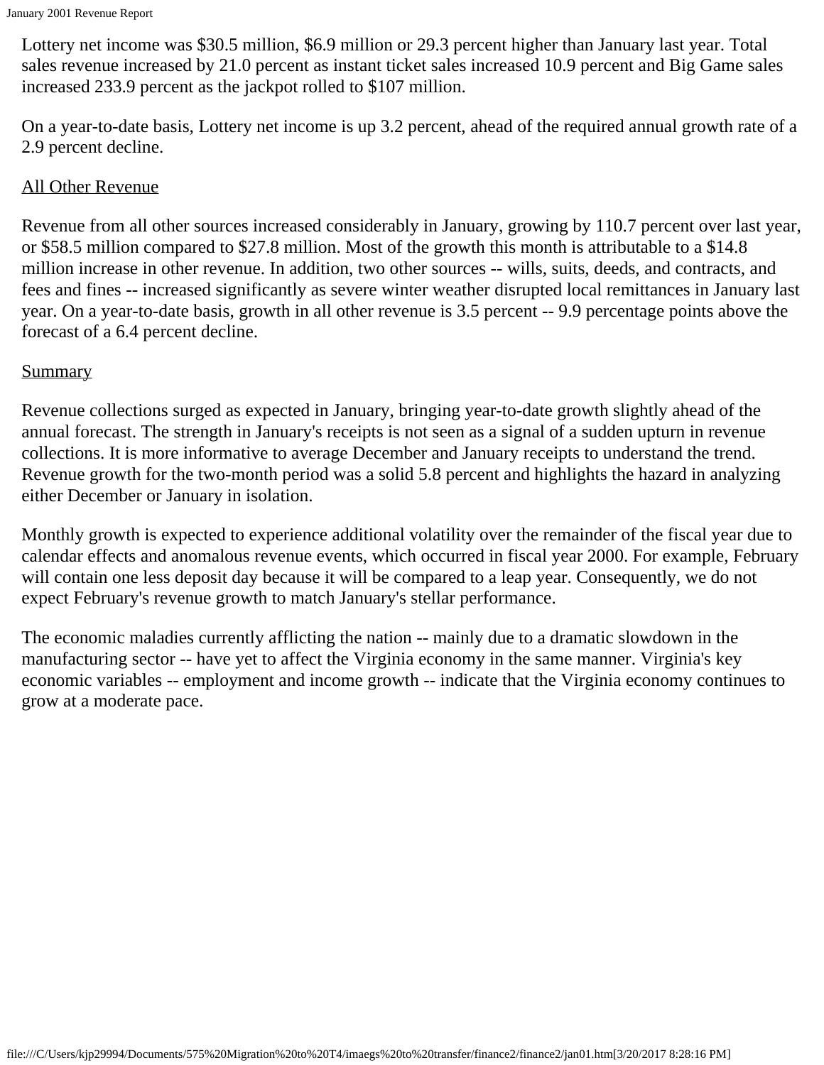Lottery net income was $30.5 million, $6.9 million or 29.3 percent higher than January last year. Total sales revenue increased by 21.0 percent as instant ticket sales increased 10.9 percent and Big Game sales increased 233.9 percent as the jackpot rolled to $107 million.

On a year-to-date basis, Lottery net income is up 3.2 percent, ahead of the required annual growth rate of a 2.9 percent decline.

<u>All Other Revenue</u>

Revenue from all other sources increased considerably in January, growing by 110.7 percent over last year, or $58.5 million compared to $27.8 million. Most of the growth this month is attributable to a $14.8 million increase in other revenue. In addition, two other sources -- wills, suits, deeds, and contracts, and fees and fines -- increased significantly as severe winter weather disrupted local remittances in January last year. On a year-to-date basis, growth in all other revenue is 3.5 percent -- 9.9 percentage points above the forecast of a 6.4 percent decline.

<u>Summary</u>

Revenue collections surged as expected in January, bringing year-to-date growth slightly ahead of the annual forecast. The strength in January's receipts is not seen as a signal of a sudden upturn in revenue collections. It is more informative to average December and January receipts to understand the trend. Revenue growth for the two-month period was a solid 5.8 percent and highlights the hazard in analyzing either December or January in isolation.

Monthly growth is expected to experience additional volatility over the remainder of the fiscal year due to calendar effects and anomalous revenue events, which occurred in fiscal year 2000. For example, February will contain one less deposit day because it will be compared to a leap year. Consequently, we do not expect February's revenue growth to match January's stellar performance.

The economic maladies currently afflicting the nation -- mainly due to a dramatic slowdown in the manufacturing sector -- have yet to affect the Virginia economy in the same manner. Virginia's key economic variables -- employment and income growth -- indicate that the Virginia economy continues to grow at a moderate pace.